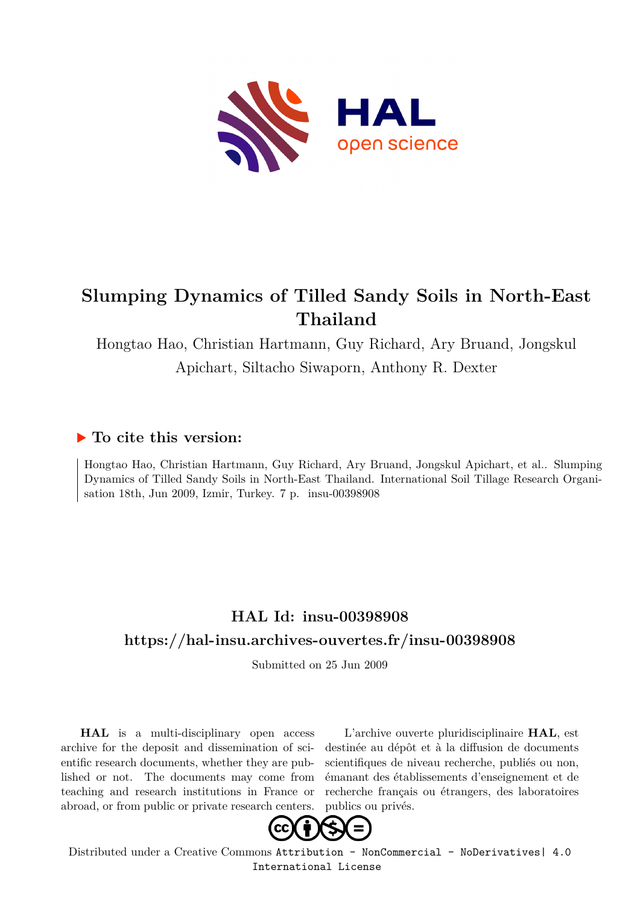# Slumping Dynamics of Tilled Sandy Soils in North-East Thailand

Hongtao Hao, Christian Hartmann, Guy Richard, Ary Bruand, Jongskul Apichart, Siltacho Siwaporn, Anthony R. Dexter

## ▶ To cite this version:

Hongtao Hao, Christian Hartmann, Guy Richard, Ary Bruand, Jongskul Apichart, et al.. Slumping Dynamics of Tilled Sandy Soils in North-East Thailand. International Soil Tillage Research Organisation 18th, Jun 2009, Izmir, Turkey. 7 p. insu-00398908

## HAL Id: insu-00398908

## https://hal-insu.archives-ouvertes.fr/insu-00398908

Submitted on 25 Jun 2009

**HAL** is a multi-disciplinary open access archive for the deposit and dissemination of scientific research documents, whether they are published or not. The documents may come from teaching and research institutions in France or abroad, or from public or private research centers.

L'archive ouverte pluridisciplinaire **HAL**, est destinée au dépôt et à la diffusion de documents scientifiques de niveau recherche, publiés ou non, émanant des établissements d'enseignement et de recherche français ou étrangers, des laboratoires publics ou privés.

Distributed under a Creative Commons Attribution - NonCommercial - NoDerivatives| 4.0 International License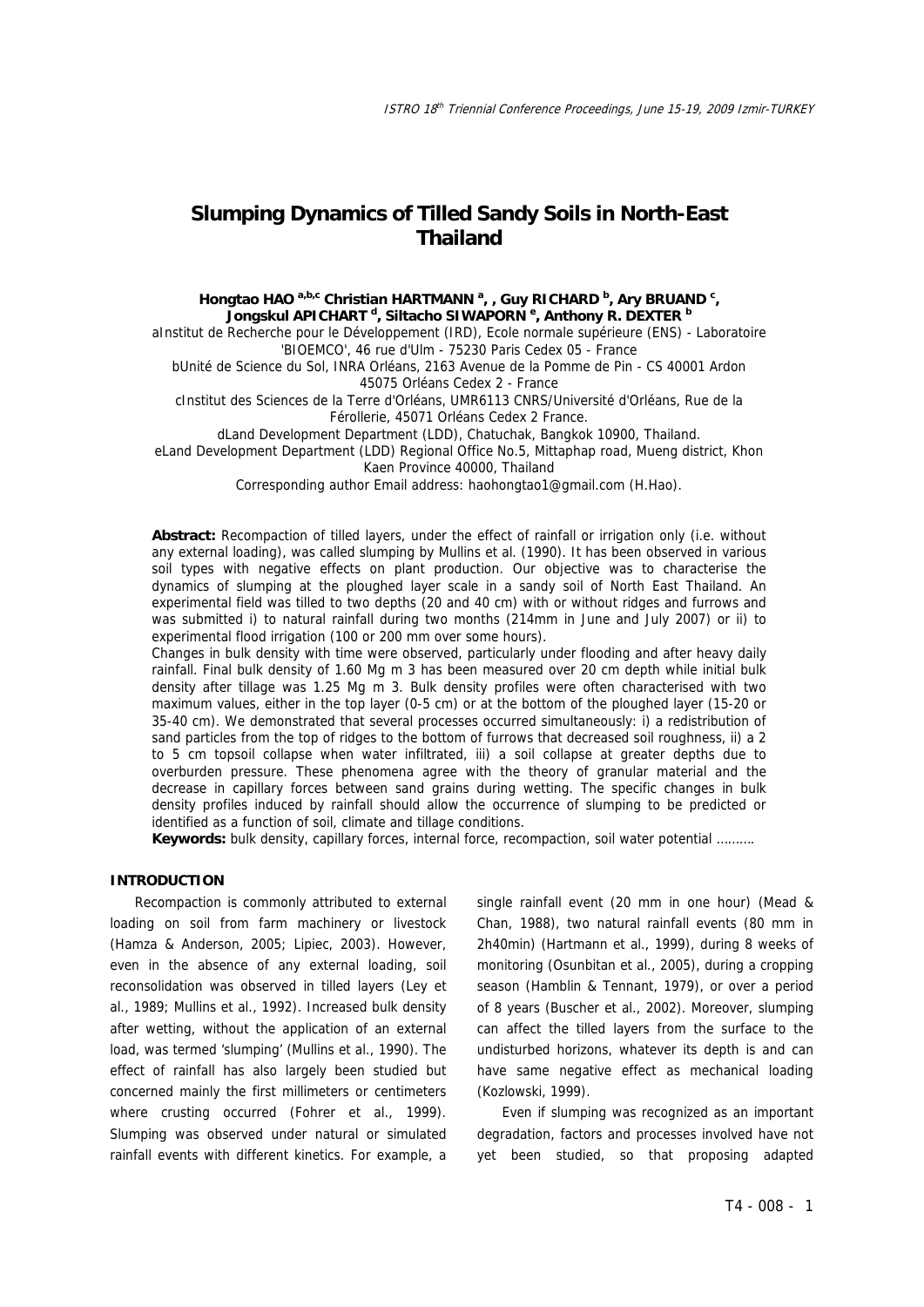# Slumping Dynamics of Tilled Sandy Soils in North-East Thailand

**Hongtao HAO** [a,b,c] **Christian HARTMANN** [a], , **Guy RICHARD** [b], **Ary BRUAND** [c], **Jongskul APICHART** [d], **Siltacho SIWAPORN** [e], **Anthony R. DEXTER** [b]

aInstitut de Recherche pour le Développement (IRD), Ecole normale supérieure (ENS) - Laboratoire 'BIOEMCO', 46 rue d'Ulm - 75230 Paris Cedex 05 - France

bUnité de Science du Sol, INRA Orléans, 2163 Avenue de la Pomme de Pin - CS 40001 Ardon 45075 Orléans Cedex 2 - France

cInstitut des Sciences de la Terre d'Orléans, UMR6113 CNRS/Université d'Orléans, Rue de la Férollerie, 45071 Orléans Cedex 2 France.

dLand Development Department (LDD), Chatuchak, Bangkok 10900, Thailand.

eLand Development Department (LDD) Regional Office No.5, Mittaphap road, Mueng district, Khon Kaen Province 40000, Thailand

Corresponding author Email address: haohongtao1@gmail.com (H.Hao).

**Abstract:** Recompaction of tilled layers, under the effect of rainfall or irrigation only (i.e. without any external loading), was called slumping by Mullins et al. (1990). It has been observed in various soil types with negative effects on plant production. Our objective was to characterise the dynamics of slumping at the ploughed layer scale in a sandy soil of North East Thailand. An experimental field was tilled to two depths (20 and 40 cm) with or without ridges and furrows and was submitted i) to natural rainfall during two months (214mm in June and July 2007) or ii) to experimental flood irrigation (100 or 200 mm over some hours).

Changes in bulk density with time were observed, particularly under flooding and after heavy daily rainfall. Final bulk density of 1.60 Mg m 3 has been measured over 20 cm depth while initial bulk density after tillage was 1.25 Mg m 3. Bulk density profiles were often characterised with two maximum values, either in the top layer (0-5 cm) or at the bottom of the ploughed layer (15-20 or 35-40 cm). We demonstrated that several processes occurred simultaneously: i) a redistribution of sand particles from the top of ridges to the bottom of furrows that decreased soil roughness, ii) a 2 to 5 cm topsoil collapse when water infiltrated, iii) a soil collapse at greater depths due to overburden pressure. These phenomena agree with the theory of granular material and the decrease in capillary forces between sand grains during wetting. The specific changes in bulk density profiles induced by rainfall should allow the occurrence of slumping to be predicted or identified as a function of soil, climate and tillage conditions.

**Keywords:** bulk density, capillary forces, internal force, recompaction, soil water potential ……….

## INTRODUCTION

Recompaction is commonly attributed to external loading on soil from farm machinery or livestock (Hamza & Anderson, 2005; Lipiec, 2003). However, even in the absence of any external loading, soil reconsolidation was observed in tilled layers (Ley et al., 1989; Mullins et al., 1992). Increased bulk density after wetting, without the application of an external load, was termed 'slumping' (Mullins et al., 1990). The effect of rainfall has also largely been studied but concerned mainly the first millimeters or centimeters where crusting occurred (Fohrer et al., 1999). Slumping was observed under natural or simulated rainfall events with different kinetics. For example, a single rainfall event (20 mm in one hour) (Mead & Chan, 1988), two natural rainfall events (80 mm in 2h40min) (Hartmann et al., 1999), during 8 weeks of monitoring (Osunbitan et al., 2005), during a cropping season (Hamblin & Tennant, 1979), or over a period of 8 years (Buscher et al., 2002). Moreover, slumping can affect the tilled layers from the surface to the undisturbed horizons, whatever its depth is and can have same negative effect as mechanical loading (Kozlowski, 1999).

Even if slumping was recognized as an important degradation, factors and processes involved have not yet been studied, so that proposing adapted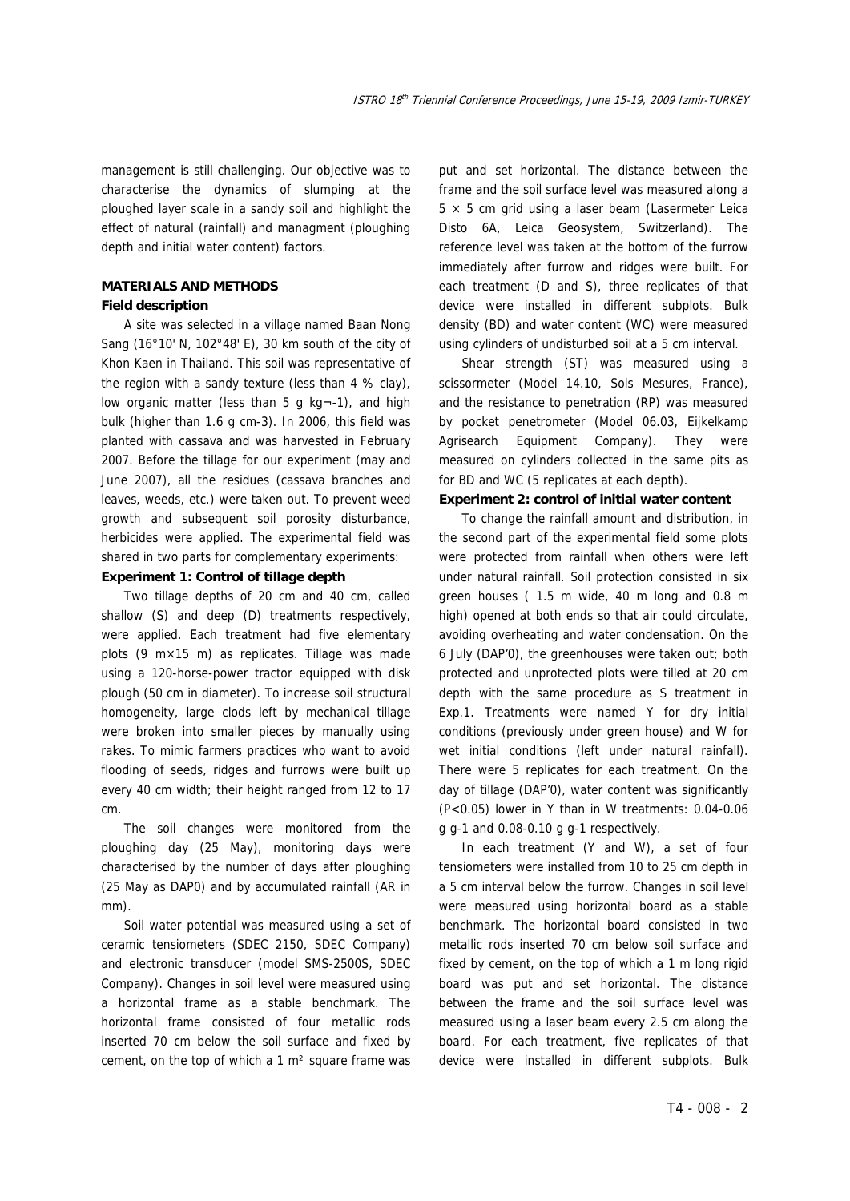management is still challenging. Our objective was to characterise the dynamics of slumping at the ploughed layer scale in a sandy soil and highlight the effect of natural (rainfall) and managment (ploughing depth and initial water content) factors.

## MATERIALS AND METHODS

### Field description

A site was selected in a village named Baan Nong Sang (16°10' N, 102°48' E), 30 km south of the city of Khon Kaen in Thailand. This soil was representative of the region with a sandy texture (less than 4 % clay), low organic matter (less than 5 g kg¬-1), and high bulk (higher than 1.6 g cm-3). In 2006, this field was planted with cassava and was harvested in February 2007. Before the tillage for our experiment (may and June 2007), all the residues (cassava branches and leaves, weeds, etc.) were taken out. To prevent weed growth and subsequent soil porosity disturbance, herbicides were applied. The experimental field was shared in two parts for complementary experiments:

### Experiment 1: Control of tillage depth

Two tillage depths of 20 cm and 40 cm, called shallow (S) and deep (D) treatments respectively, were applied. Each treatment had five elementary plots (9 m×15 m) as replicates. Tillage was made using a 120-horse-power tractor equipped with disk plough (50 cm in diameter). To increase soil structural homogeneity, large clods left by mechanical tillage were broken into smaller pieces by manually using rakes. To mimic farmers practices who want to avoid flooding of seeds, ridges and furrows were built up every 40 cm width; their height ranged from 12 to 17 cm.

The soil changes were monitored from the ploughing day (25 May), monitoring days were characterised by the number of days after ploughing (25 May as DAP0) and by accumulated rainfall (AR in mm).

Soil water potential was measured using a set of ceramic tensiometers (SDEC 2150, SDEC Company) and electronic transducer (model SMS-2500S, SDEC Company). Changes in soil level were measured using a horizontal frame as a stable benchmark. The horizontal frame consisted of four metallic rods inserted 70 cm below the soil surface and fixed by cement, on the top of which a 1 m² square frame was put and set horizontal. The distance between the frame and the soil surface level was measured along a 5 × 5 cm grid using a laser beam (Lasermeter Leica Disto 6A, Leica Geosystem, Switzerland). The reference level was taken at the bottom of the furrow immediately after furrow and ridges were built. For each treatment (D and S), three replicates of that device were installed in different subplots. Bulk density (BD) and water content (WC) were measured using cylinders of undisturbed soil at a 5 cm interval.

Shear strength (ST) was measured using a scissormeter (Model 14.10, Sols Mesures, France), and the resistance to penetration (RP) was measured by pocket penetrometer (Model 06.03, Eijkelkamp Agrisearch Equipment Company). They were measured on cylinders collected in the same pits as for BD and WC (5 replicates at each depth).

### Experiment 2: control of initial water content

To change the rainfall amount and distribution, in the second part of the experimental field some plots were protected from rainfall when others were left under natural rainfall. Soil protection consisted in six green houses ( 1.5 m wide, 40 m long and 0.8 m high) opened at both ends so that air could circulate, avoiding overheating and water condensation. On the 6 July (DAP'0), the greenhouses were taken out; both protected and unprotected plots were tilled at 20 cm depth with the same procedure as S treatment in Exp.1. Treatments were named Y for dry initial conditions (previously under green house) and W for wet initial conditions (left under natural rainfall). There were 5 replicates for each treatment. On the day of tillage (DAP'0), water content was significantly ($P<0.05$) lower in Y than in W treatments: 0.04-0.06 g g-1 and 0.08-0.10 g g-1 respectively.

In each treatment (Y and W), a set of four tensiometers were installed from 10 to 25 cm depth in a 5 cm interval below the furrow. Changes in soil level were measured using horizontal board as a stable benchmark. The horizontal board consisted in two metallic rods inserted 70 cm below soil surface and fixed by cement, on the top of which a 1 m long rigid board was put and set horizontal. The distance between the frame and the soil surface level was measured using a laser beam every 2.5 cm along the board. For each treatment, five replicates of that device were installed in different subplots. Bulk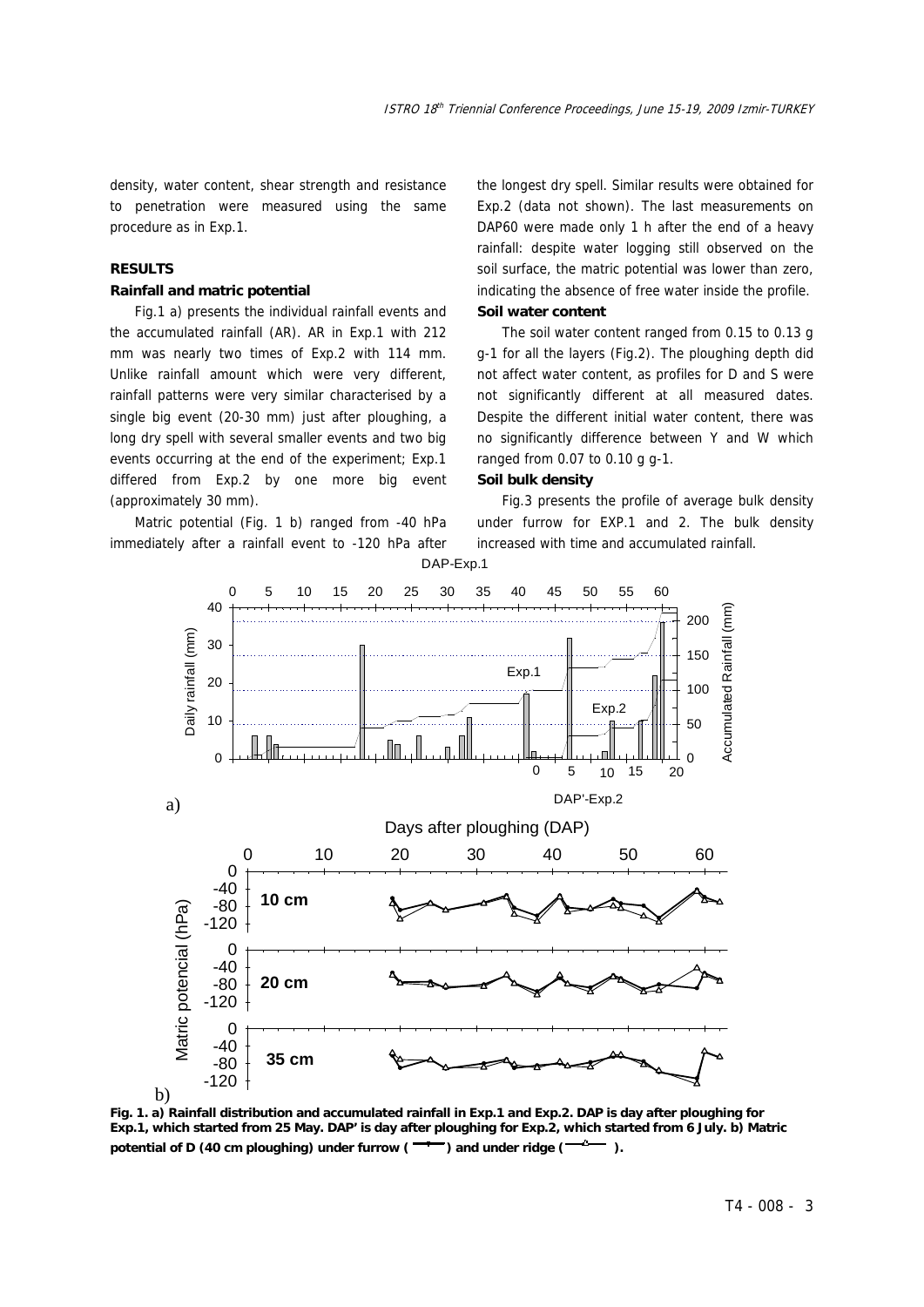density, water content, shear strength and resistance to penetration were measured using the same procedure as in Exp.1.

## RESULTS

### Rainfall and matric potential

Fig.1 a) presents the individual rainfall events and the accumulated rainfall (AR). AR in Exp.1 with 212 mm was nearly two times of Exp.2 with 114 mm. Unlike rainfall amount which were very different, rainfall patterns were very similar characterised by a single big event (20-30 mm) just after ploughing, a long dry spell with several smaller events and two big events occurring at the end of the experiment; Exp.1 differed from Exp.2 by one more big event (approximately 30 mm).

Matric potential (Fig. 1 b) ranged from -40 hPa immediately after a rainfall event to -120 hPa after the longest dry spell. Similar results were obtained for Exp.2 (data not shown). The last measurements on DAP60 were made only 1 h after the end of a heavy rainfall: despite water logging still observed on the soil surface, the matric potential was lower than zero, indicating the absence of free water inside the profile.

### Soil water content

The soil water content ranged from 0.15 to 0.13 g g-1 for all the layers (Fig.2). The ploughing depth did not affect water content, as profiles for D and S were not significantly different at all measured dates. Despite the different initial water content, there was no significantly difference between Y and W which ranged from 0.07 to 0.10 g g-1.

### Soil bulk density

Fig.3 presents the profile of average bulk density under furrow for EXP.1 and 2. The bulk density increased with time and accumulated rainfall.

**Fig. 1. a) Rainfall distribution and accumulated rainfall in Exp.1 and Exp.2. DAP is day after ploughing for Exp.1, which started from 25 May. DAP' is day after ploughing for Exp.2, which started from 6 July. b) Matric potential of D (40 cm ploughing) under furrow (—•—) and under ridge (—△—).**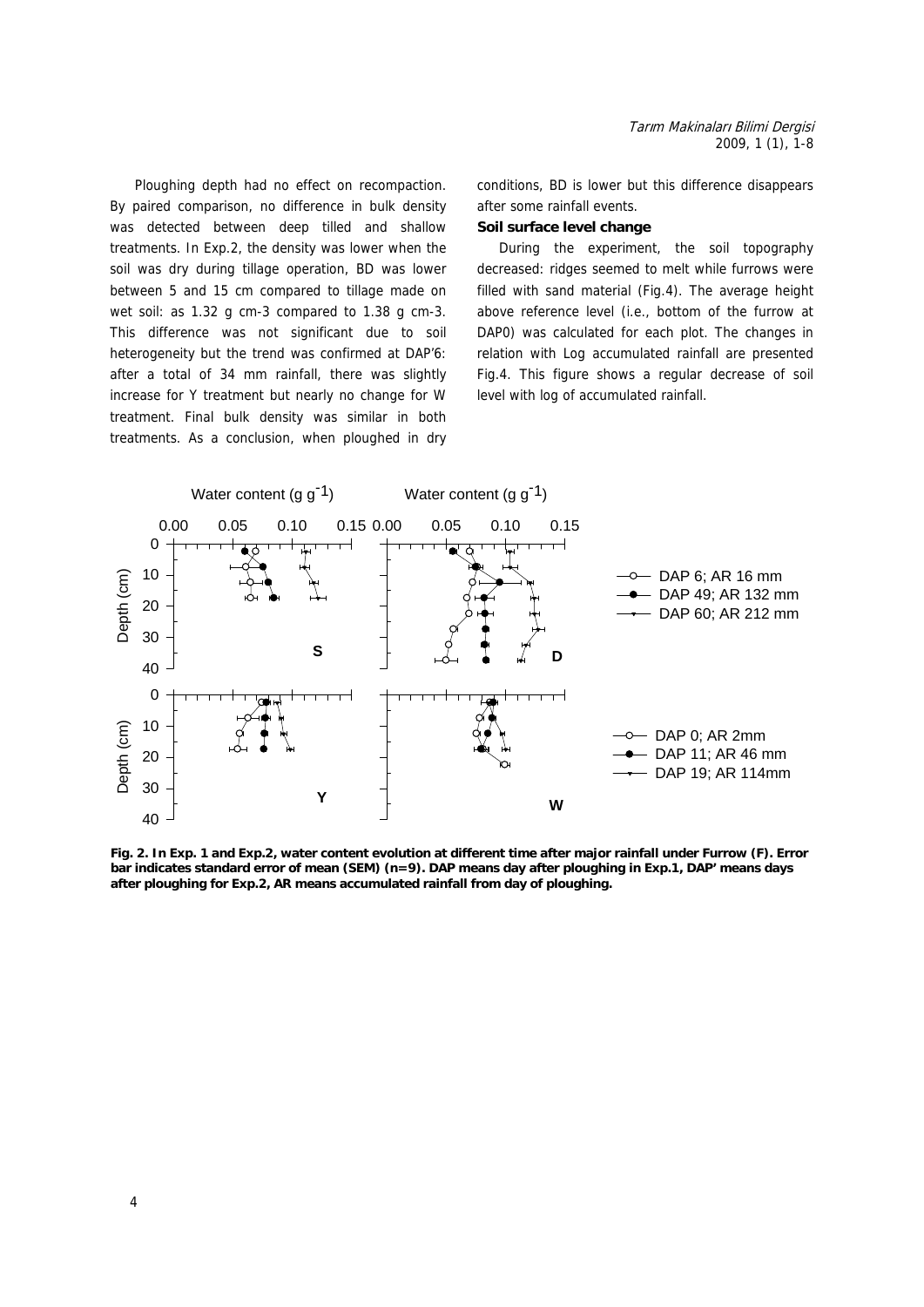Ploughing depth had no effect on recompaction. By paired comparison, no difference in bulk density was detected between deep tilled and shallow treatments. In Exp.2, the density was lower when the soil was dry during tillage operation, BD was lower between 5 and 15 cm compared to tillage made on wet soil: as 1.32 g cm-3 compared to 1.38 g cm-3. This difference was not significant due to soil heterogeneity but the trend was confirmed at DAP'6: after a total of 34 mm rainfall, there was slightly increase for Y treatment but nearly no change for W treatment. Final bulk density was similar in both treatments. As a conclusion, when ploughed in dry conditions, BD is lower but this difference disappears after some rainfall events.

**Soil surface level change**

During the experiment, the soil topography decreased: ridges seemed to melt while furrows were filled with sand material (Fig.4). The average height above reference level (i.e., bottom of the furrow at DAP0) was calculated for each plot. The changes in relation with Log accumulated rainfall are presented Fig.4. This figure shows a regular decrease of soil level with log of accumulated rainfall.

**Fig. 2. In Exp. 1 and Exp.2, water content evolution at different time after major rainfall under Furrow (F). Error bar indicates standard error of mean (SEM) (n=9). DAP means day after ploughing in Exp.1, DAP' means days after ploughing for Exp.2, AR means accumulated rainfall from day of ploughing.**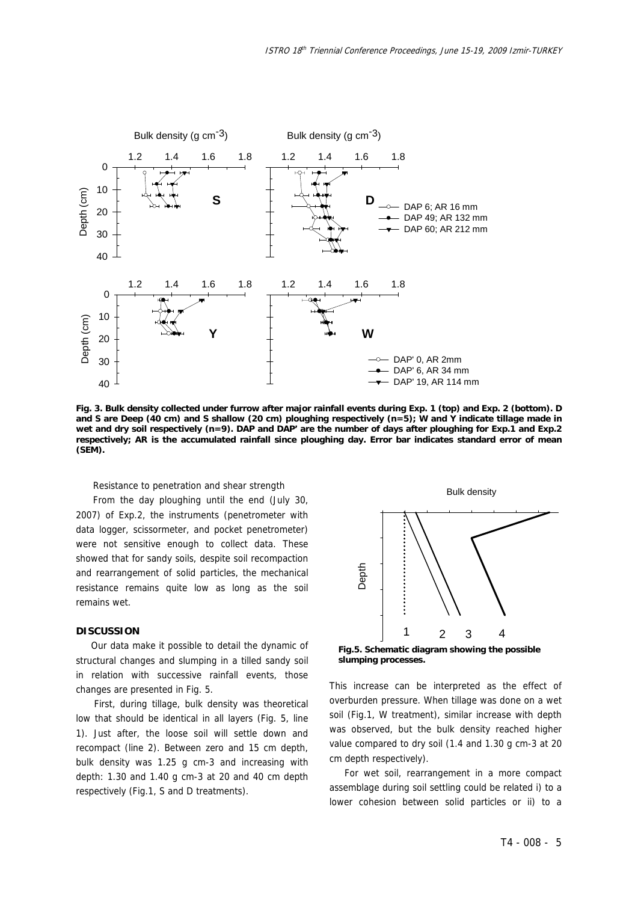Fig. 3. Bulk density collected under furrow after major rainfall events during Exp. 1 (top) and Exp. 2 (bottom). D and S are Deep (40 cm) and S shallow (20 cm) ploughing respectively (n=5); W and Y indicate tillage made in wet and dry soil respectively (n=9). DAP and DAP' are the number of days after ploughing for Exp.1 and Exp.2 respectively; AR is the accumulated rainfall since ploughing day. Error bar indicates standard error of mean (SEM).

Resistance to penetration and shear strength

From the day ploughing until the end (July 30, 2007) of Exp.2, the instruments (penetrometer with data logger, scissormeter, and pocket penetrometer) were not sensitive enough to collect data. These showed that for sandy soils, despite soil recompaction and rearrangement of solid particles, the mechanical resistance remains quite low as long as the soil remains wet.

## DISCUSSION

Our data make it possible to detail the dynamic of structural changes and slumping in a tilled sandy soil in relation with successive rainfall events, those changes are presented in Fig. 5.

First, during tillage, bulk density was theoretical low that should be identical in all layers (Fig. 5, line 1). Just after, the loose soil will settle down and recompact (line 2). Between zero and 15 cm depth, bulk density was 1.25 g cm-3 and increasing with depth: 1.30 and 1.40 g cm-3 at 20 and 40 cm depth respectively (Fig.1, S and D treatments).

Fig.5. Schematic diagram showing the possible slumping processes.

This increase can be interpreted as the effect of overburden pressure. When tillage was done on a wet soil (Fig.1, W treatment), similar increase with depth was observed, but the bulk density reached higher value compared to dry soil (1.4 and 1.30 g cm-3 at 20 cm depth respectively).

For wet soil, rearrangement in a more compact assemblage during soil settling could be related i) to a lower cohesion between solid particles or ii) to a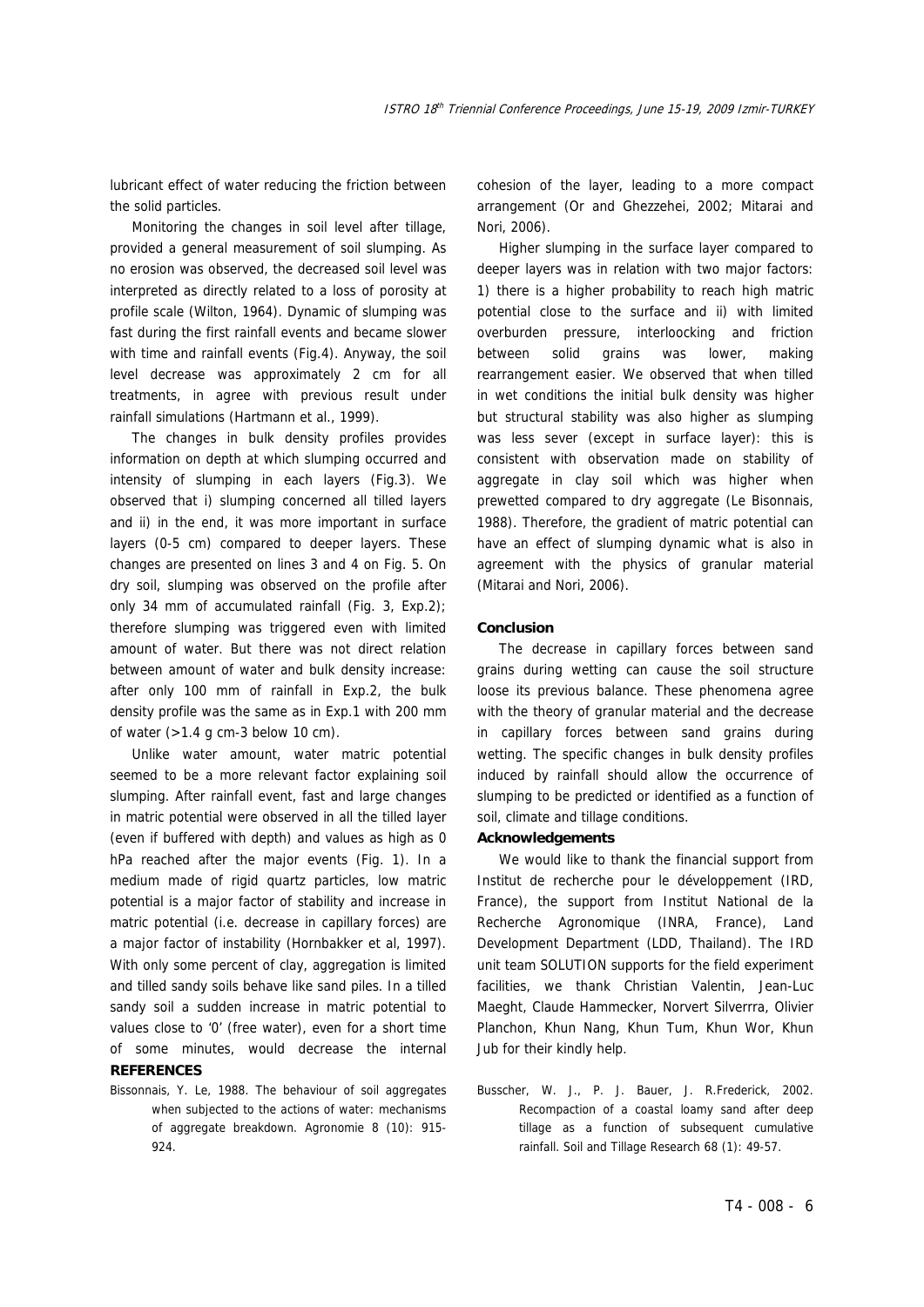lubricant effect of water reducing the friction between the solid particles.

Monitoring the changes in soil level after tillage, provided a general measurement of soil slumping. As no erosion was observed, the decreased soil level was interpreted as directly related to a loss of porosity at profile scale (Wilton, 1964). Dynamic of slumping was fast during the first rainfall events and became slower with time and rainfall events (Fig.4). Anyway, the soil level decrease was approximately 2 cm for all treatments, in agree with previous result under rainfall simulations (Hartmann et al., 1999).

The changes in bulk density profiles provides information on depth at which slumping occurred and intensity of slumping in each layers (Fig.3). We observed that i) slumping concerned all tilled layers and ii) in the end, it was more important in surface layers (0-5 cm) compared to deeper layers. These changes are presented on lines 3 and 4 on Fig. 5. On dry soil, slumping was observed on the profile after only 34 mm of accumulated rainfall (Fig. 3, Exp.2); therefore slumping was triggered even with limited amount of water. But there was not direct relation between amount of water and bulk density increase: after only 100 mm of rainfall in Exp.2, the bulk density profile was the same as in Exp.1 with 200 mm of water (>1.4 g cm-3 below 10 cm).

Unlike water amount, water matric potential seemed to be a more relevant factor explaining soil slumping. After rainfall event, fast and large changes in matric potential were observed in all the tilled layer (even if buffered with depth) and values as high as 0 hPa reached after the major events (Fig. 1). In a medium made of rigid quartz particles, low matric potential is a major factor of stability and increase in matric potential (i.e. decrease in capillary forces) are a major factor of instability (Hornbakker et al, 1997). With only some percent of clay, aggregation is limited and tilled sandy soils behave like sand piles. In a tilled sandy soil a sudden increase in matric potential to values close to '0' (free water), even for a short time of some minutes, would decrease the internal cohesion of the layer, leading to a more compact arrangement (Or and Ghezzehei, 2002; Mitarai and Nori, 2006).

Higher slumping in the surface layer compared to deeper layers was in relation with two major factors: 1) there is a higher probability to reach high matric potential close to the surface and ii) with limited overburden pressure, interloocking and friction between solid grains was lower, making rearrangement easier. We observed that when tilled in wet conditions the initial bulk density was higher but structural stability was also higher as slumping was less sever (except in surface layer): this is consistent with observation made on stability of aggregate in clay soil which was higher when prewetted compared to dry aggregate (Le Bisonnais, 1988). Therefore, the gradient of matric potential can have an effect of slumping dynamic what is also in agreement with the physics of granular material (Mitarai and Nori, 2006).

**Conclusion**

The decrease in capillary forces between sand grains during wetting can cause the soil structure loose its previous balance. These phenomena agree with the theory of granular material and the decrease in capillary forces between sand grains during wetting. The specific changes in bulk density profiles induced by rainfall should allow the occurrence of slumping to be predicted or identified as a function of soil, climate and tillage conditions.

**Acknowledgements**

We would like to thank the financial support from Institut de recherche pour le développement (IRD, France), the support from Institut National de la Recherche Agronomique (INRA, France), Land Development Department (LDD, Thailand). The IRD unit team SOLUTION supports for the field experiment facilities, we thank Christian Valentin, Jean-Luc Maeght, Claude Hammecker, Norvert Silverrra, Olivier Planchon, Khun Nang, Khun Tum, Khun Wor, Khun Jub for their kindly help.

**REFERENCES**

Bissonnais, Y. Le, 1988. The behaviour of soil aggregates when subjected to the actions of water: mechanisms of aggregate breakdown. Agronomie 8 (10): 915-924.

Busscher, W. J., P. J. Bauer, J. R.Frederick, 2002. Recompaction of a coastal loamy sand after deep tillage as a function of subsequent cumulative rainfall. Soil and Tillage Research 68 (1): 49-57.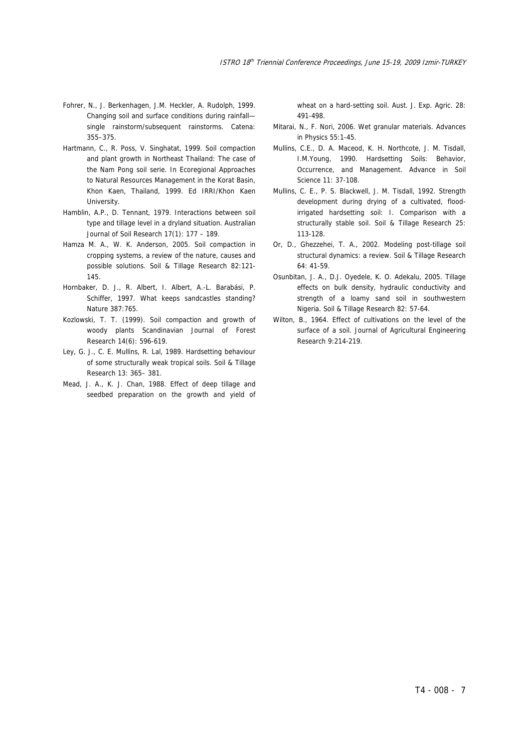Fohrer, N., J. Berkenhagen, J.M. Heckler, A. Rudolph, 1999. Changing soil and surface conditions during rainfall—single rainstorm/subsequent rainstorms. Catena: 355–375.

Hartmann, C., R. Poss, V. Singhatat, 1999. Soil compaction and plant growth in Northeast Thailand: The case of the Nam Pong soil serie. In Ecoregional Approaches to Natural Resources Management in the Korat Basin, Khon Kaen, Thailand, 1999. Ed IRRI/Khon Kaen University.

Hamblin, A.P., D. Tennant, 1979. Interactions between soil type and tillage level in a dryland situation. Australian Journal of Soil Research 17(1): 177 – 189.

Hamza M. A., W. K. Anderson, 2005. Soil compaction in cropping systems, a review of the nature, causes and possible solutions. Soil & Tillage Research 82:121-145.

Hornbaker, D. J., R. Albert, I. Albert, A.-L. Barabási, P. Schiffer, 1997. What keeps sandcastles standing? Nature 387:765.

Kozlowski, T. T. (1999). Soil compaction and growth of woody plants Scandinavian Journal of Forest Research 14(6): 596-619.

Ley, G. J., C. E. Mullins, R. Lal, 1989. Hardsetting behaviour of some structurally weak tropical soils. Soil & Tillage Research 13: 365– 381.

Mead, J. A., K. J. Chan, 1988. Effect of deep tillage and seedbed preparation on the growth and yield of wheat on a hard-setting soil. Aust. J. Exp. Agric. 28: 491-498.

Mitarai, N., F. Nori, 2006. Wet granular materials. Advances in Physics 55:1-45.

Mullins, C.E., D. A. Maceod, K. H. Northcote, J. M. Tisdall, I.M.Young, 1990. Hardsetting Soils: Behavior, Occurrence, and Management. Advance in Soil Science 11: 37-108.

Mullins, C. E., P. S. Blackwell, J. M. Tisdall, 1992. Strength development during drying of a cultivated, flood-irrigated hardsetting soil: I. Comparison with a structurally stable soil. Soil & Tillage Research 25: 113-128.

Or, D., Ghezzehei, T. A., 2002. Modeling post-tillage soil structural dynamics: a review. Soil & Tillage Research 64: 41-59.

Osunbitan, J. A., D.J. Oyedele, K. O. Adekalu, 2005. Tillage effects on bulk density, hydraulic conductivity and strength of a loamy sand soil in southwestern Nigeria. Soil & Tillage Research 82: 57-64.

Wilton, B., 1964. Effect of cultivations on the level of the surface of a soil. Journal of Agricultural Engineering Research 9:214-219.